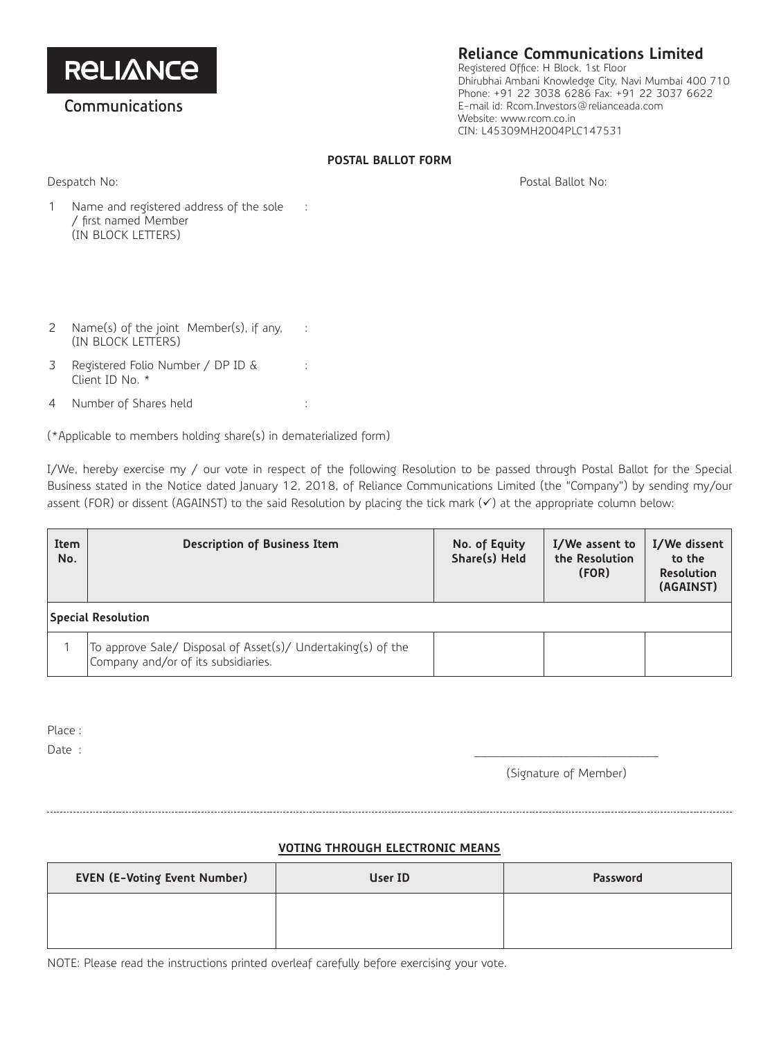**RELIANCE**

**Communications**

## Reliance Communications Limited

Registered Office: H Block, 1st Floor
Dhirubhai Ambani Knowledge City, Navi Mumbai 400 710
Phone: +91 22 3038 6286 Fax: +91 22 3037 6622
E-mail id: Rcom.Investors@relianceada.com
Website: www.rcom.co.in
CIN: L45309MH2004PLC147531

### POSTAL BALLOT FORM

Despatch No: Postal Ballot No:

1 Name and registered address of the sole / first named Member (IN BLOCK LETTERS) :

2 Name(s) of the joint Member(s), if any, (IN BLOCK LETTERS) :

3 Registered Folio Number / DP ID & Client ID No. * :

4 Number of Shares held :

(*Applicable to members holding share(s) in dematerialized form)

I/We, hereby exercise my / our vote in respect of the following Resolution to be passed through Postal Ballot for the Special Business stated in the Notice dated January 12, 2018, of Reliance Communications Limited (the "Company") by sending my/our assent (FOR) or dissent (AGAINST) to the said Resolution by placing the tick mark (✓) at the appropriate column below:

| Item No. | Description of Business Item | No. of Equity Share(s) Held | I/We assent to the Resolution (FOR) | I/We dissent to the Resolution (AGAINST) |
|---|---|---|---|---|
| **Special Resolution** | | | | |
| 1 | To approve Sale/ Disposal of Asset(s)/ Undertaking(s) of the Company and/or of its subsidiaries. | | | |

Place :

Date :

(Signature of Member)

---

**VOTING THROUGH ELECTRONIC MEANS**

| EVEN (E-Voting Event Number) | User ID | Password |
|---|---|---|
| | | |

NOTE: Please read the instructions printed overleaf carefully before exercising your vote.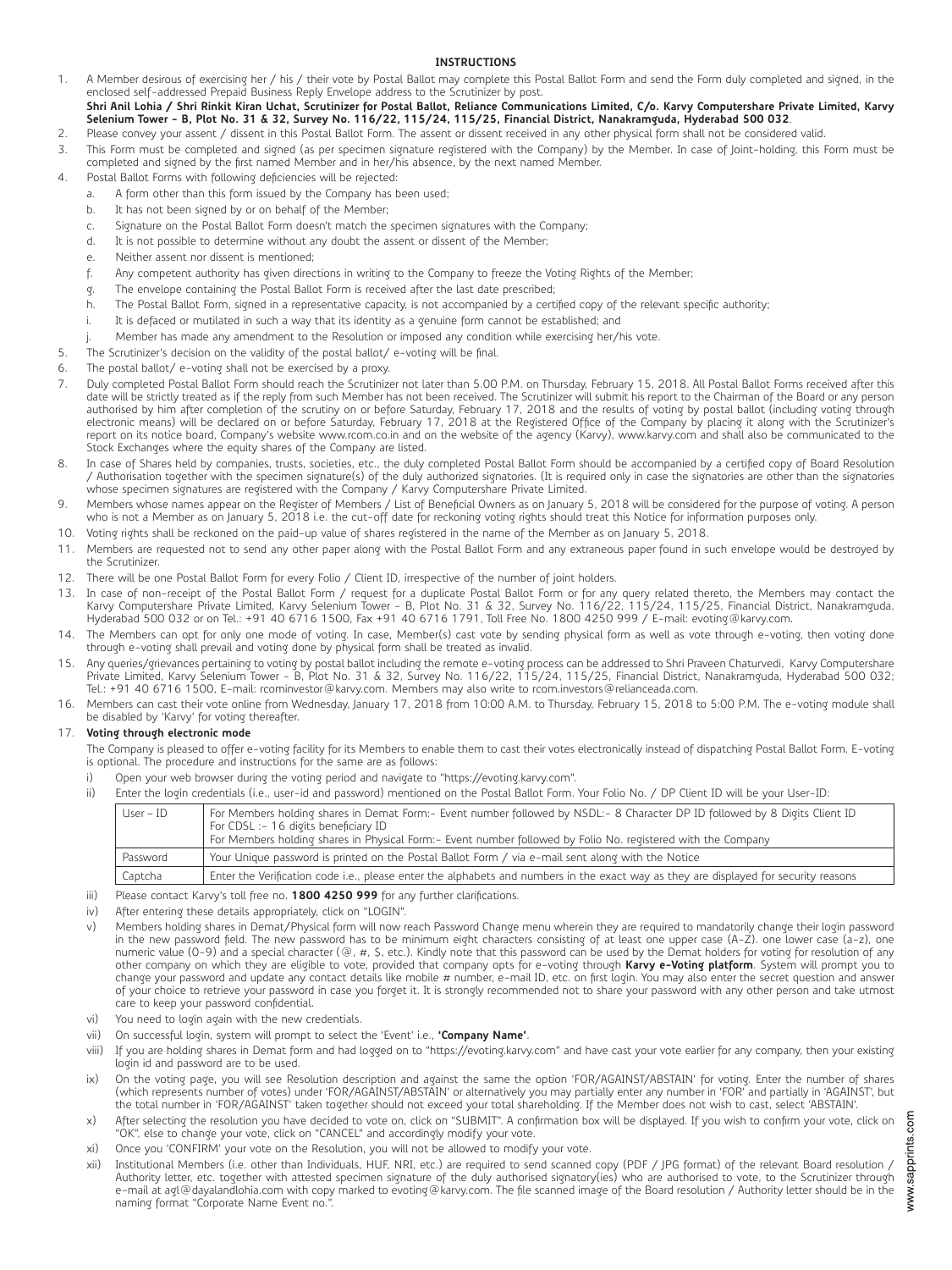# INSTRUCTIONS

1. A Member desirous of exercising her / his / their vote by Postal Ballot may complete this Postal Ballot Form and send the Form duly completed and signed, in the enclosed self-addressed Prepaid Business Reply Envelope address to the Scrutinizer by post.
**Shri Anil Lohia / Shri Rinkit Kiran Uchat, Scrutinizer for Postal Ballot, Reliance Communications Limited, C/o. Karvy Computershare Private Limited, Karvy Selenium Tower - B, Plot No. 31 & 32, Survey No. 116/22, 115/24, 115/25, Financial District, Nanakramguda, Hyderabad 500 032**.
2. Please convey your assent / dissent in this Postal Ballot Form. The assent or dissent received in any other physical form shall not be considered valid.
3. This Form must be completed and signed (as per specimen signature registered with the Company) by the Member. In case of Joint-holding, this Form must be completed and signed by the first named Member and in her/his absence, by the next named Member.
4. Postal Ballot Forms with following deficiencies will be rejected:
   a. A form other than this form issued by the Company has been used;
   b. It has not been signed by or on behalf of the Member;
   c. Signature on the Postal Ballot Form doesn't match the specimen signatures with the Company;
   d. It is not possible to determine without any doubt the assent or dissent of the Member;
   e. Neither assent nor dissent is mentioned;
   f. Any competent authority has given directions in writing to the Company to freeze the Voting Rights of the Member;
   g. The envelope containing the Postal Ballot Form is received after the last date prescribed;
   h. The Postal Ballot Form, signed in a representative capacity, is not accompanied by a certified copy of the relevant specific authority;
   i. It is defaced or mutilated in such a way that its identity as a genuine form cannot be established; and
   j. Member has made any amendment to the Resolution or imposed any condition while exercising her/his vote.
5. The Scrutinizer's decision on the validity of the postal ballot/ e-voting will be final.
6. The postal ballot/ e-voting shall not be exercised by a proxy.
7. Duly completed Postal Ballot Form should reach the Scrutinizer not later than 5.00 P.M. on Thursday, February 15, 2018. All Postal Ballot Forms received after this date will be strictly treated as if the reply from such Member has not been received. The Scrutinizer will submit his report to the Chairman of the Board or any person authorised by him after completion of the scrutiny on or before Saturday, February 17, 2018 and the results of voting by postal ballot (including voting through electronic means) will be declared on or before Saturday, February 17, 2018 at the Registered Office of the Company by placing it along with the Scrutinizer's report on its notice board, Company's website www.rcom.co.in and on the website of the agency (Karvy), www.karvy.com and shall also be communicated to the Stock Exchanges where the equity shares of the Company are listed.
8. In case of Shares held by companies, trusts, societies, etc., the duly completed Postal Ballot Form should be accompanied by a certified copy of Board Resolution / Authorisation together with the specimen signature(s) of the duly authorized signatories. (It is required only in case the signatories are other than the signatories whose specimen signatures are registered with the Company / Karvy Computershare Private Limited.
9. Members whose names appear on the Register of Members / List of Beneficial Owners as on January 5, 2018 will be considered for the purpose of voting. A person who is not a Member as on January 5, 2018 i.e. the cut-off date for reckoning voting rights should treat this Notice for information purposes only.
10. Voting rights shall be reckoned on the paid-up value of shares registered in the name of the Member as on January 5, 2018.
11. Members are requested not to send any other paper along with the Postal Ballot Form and any extraneous paper found in such envelope would be destroyed by the Scrutinizer.
12. There will be one Postal Ballot Form for every Folio / Client ID, irrespective of the number of joint holders.
13. In case of non-receipt of the Postal Ballot Form / request for a duplicate Postal Ballot Form or for any query related thereto, the Members may contact the Karvy Computershare Private Limited, Karvy Selenium Tower - B, Plot No. 31 & 32, Survey No. 116/22, 115/24, 115/25, Financial District, Nanakramguda, Hyderabad 500 032 or on Tel.: +91 40 6716 1500, Fax +91 40 6716 1791, Toll Free No. 1800 4250 999 / E-mail: evoting@karvy.com.
14. The Members can opt for only one mode of voting. In case, Member(s) cast vote by sending physical form as well as vote through e-voting, then voting done through e-voting shall prevail and voting done by physical form shall be treated as invalid.
15. Any queries/grievances pertaining to voting by postal ballot including the remote e-voting process can be addressed to Shri Praveen Chaturvedi, Karvy Computershare Private Limited, Karvy Selenium Tower - B, Plot No. 31 & 32, Survey No. 116/22, 115/24, 115/25, Financial District, Nanakramguda, Hyderabad 500 032; Tel.: +91 40 6716 1500, E-mail: rcominvestor@karvy.com. Members may also write to rcom.investors@relianceada.com.
16. Members can cast their vote online from Wednesday, January 17, 2018 from 10:00 A.M. to Thursday, February 15, 2018 to 5:00 P.M. The e-voting module shall be disabled by 'Karvy' for voting thereafter.
17. **Voting through electronic mode**

The Company is pleased to offer e-voting facility for its Members to enable them to cast their votes electronically instead of dispatching Postal Ballot Form. E-voting is optional. The procedure and instructions for the same are as follows:

i) Open your web browser during the voting period and navigate to "https://evoting.karvy.com".

ii) Enter the login credentials (i.e., user-id and password) mentioned on the Postal Ballot Form. Your Folio No. / DP Client ID will be your User-ID:

| | |
|---|---|
| User – ID | For Members holding shares in Demat Form:- Event number followed by NSDL:- 8 Character DP ID followed by 8 Digits Client ID<br>For CDSL :- 16 digits beneficiary ID<br>For Members holding shares in Physical Form:- Event number followed by Folio No. registered with the Company |
| Password | Your Unique password is printed on the Postal Ballot Form / via e-mail sent along with the Notice |
| Captcha | Enter the Verification code i.e., please enter the alphabets and numbers in the exact way as they are displayed for security reasons |

iii) Please contact Karvy's toll free no. **1800 4250 999** for any further clarifications.

iv) After entering these details appropriately, click on "LOGIN".

v) Members holding shares in Demat/Physical form will now reach Password Change menu wherein they are required to mandatorily change their login password in the new password field. The new password has to be minimum eight characters consisting of at least one upper case (A-Z). one lower case (a-z), one numeric value (0-9) and a special character (@, #, $, etc.). Kindly note that this password can be used by the Demat holders for voting for resolution of any other company on which they are eligible to vote, provided that company opts for e-voting through **Karvy e-Voting platform**. System will prompt you to change your password and update any contact details like mobile # number, e-mail ID, etc. on first login. You may also enter the secret question and answer of your choice to retrieve your password in case you forget it. It is strongly recommended not to share your password with any other person and take utmost care to keep your password confidential.

vi) You need to login again with the new credentials.

vii) On successful login, system will prompt to select the 'Event' i.e., **'Company Name'**.

viii) If you are holding shares in Demat form and had logged on to "https://evoting.karvy.com" and have cast your vote earlier for any company, then your existing login id and password are to be used.

ix) On the voting page, you will see Resolution description and against the same the option 'FOR/AGAINST/ABSTAIN' for voting. Enter the number of shares (which represents number of votes) under 'FOR/AGAINST/ABSTAIN' or alternatively you may partially enter any number in 'FOR' and partially in 'AGAINST', but the total number in 'FOR/AGAINST' taken together should not exceed your total shareholding. If the Member does not wish to cast, select 'ABSTAIN'.

x) After selecting the resolution you have decided to vote on, click on "SUBMIT". A confirmation box will be displayed. If you wish to confirm your vote, click on "OK", else to change your vote, click on "CANCEL" and accordingly modify your vote.

xi) Once you 'CONFIRM' your vote on the Resolution, you will not be allowed to modify your vote.

xii) Institutional Members (i.e. other than Individuals, HUF, NRI, etc.) are required to send scanned copy (PDF / JPG format) of the relevant Board resolution / Authority letter, etc. together with attested specimen signature of the duly authorised signatory(ies) who are authorised to vote, to the Scrutinizer through e-mail at agl@dayalandlohia.com with copy marked to evoting@karvy.com. The file scanned image of the Board resolution / Authority letter should be in the naming format "Corporate Name Event no.".